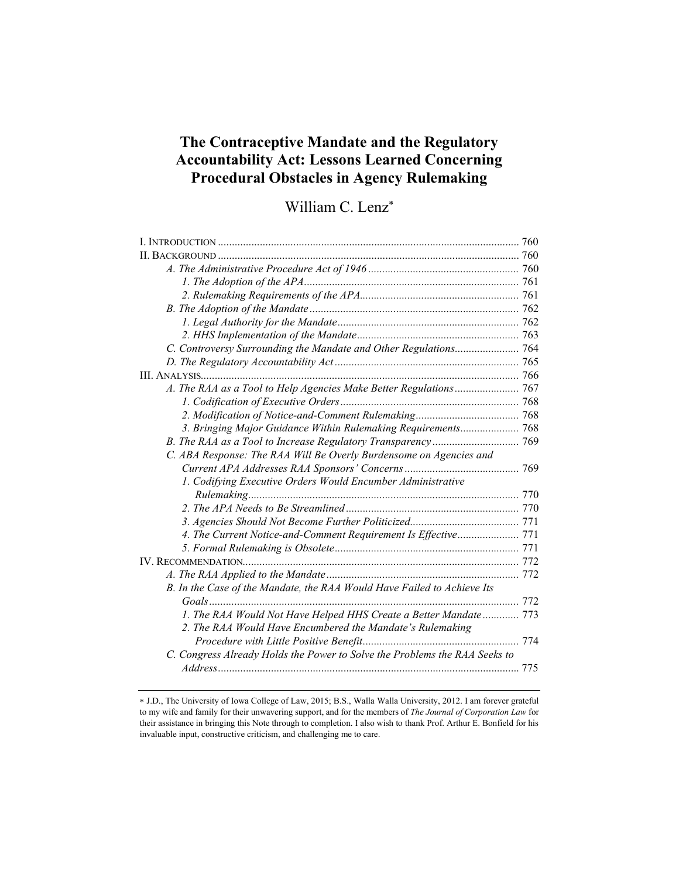# The Contraceptive Mandate and the Regulatory Accountability Act: Lessons Learned Concerning Procedural Obstacles in Agency Rulemaking

William C. Lenz[*]

I. INTRODUCTION ........................................................................................................ 760
II. BACKGROUND ......................................................................................................... 760
*A. The Administrative Procedure Act of 1946* ..................................................... 760
*1. The Adoption of the APA* ............................................................................ 761
*2. Rulemaking Requirements of the APA* ......................................................... 761
*B. The Adoption of the Mandate* .......................................................................... 762
*1. Legal Authority for the Mandate* ................................................................. 762
*2. HHS Implementation of the Mandate* .......................................................... 763
*C. Controversy Surrounding the Mandate and Other Regulations* ....................... 764
*D. The Regulatory Accountability Act* ................................................................. 765
III. ANALYSIS ............................................................................................................... 766
*A. The RAA as a Tool to Help Agencies Make Better Regulations* ....................... 767
*1. Codification of Executive Orders* ............................................................... 768
*2. Modification of Notice-and-Comment Rulemaking* ..................................... 768
*3. Bringing Major Guidance Within Rulemaking Requirements* ..................... 768
*B. The RAA as a Tool to Increase Regulatory Transparency* ............................... 769
*C. ABA Response: The RAA Will Be Overly Burdensome on Agencies and Current APA Addresses RAA Sponsors' Concerns* ......................................... 769
*1. Codifying Executive Orders Would Encumber Administrative Rulemaking* ................................................................................................. 770
*2. The APA Needs to Be Streamlined* ............................................................. 770
*3. Agencies Should Not Become Further Politicized* ....................................... 771
*4. The Current Notice-and-Comment Requirement Is Effective* ...................... 771
*5. Formal Rulemaking is Obsolete* .................................................................. 771
IV. RECOMMENDATION ................................................................................................. 772
*A. The RAA Applied to the Mandate* .................................................................... 772
*B. In the Case of the Mandate, the RAA Would Have Failed to Achieve Its Goals* .............................................................................................................. 772
*1. The RAA Would Not Have Helped HHS Create a Better Mandate* ............. 773
*2. The RAA Would Have Encumbered the Mandate's Rulemaking Procedure with Little Positive Benefit* ........................................................ 774
*C. Congress Already Holds the Power to Solve the Problems the RAA Seeks to Address* ........................................................................................................... 775

---

[*] J.D., The University of Iowa College of Law, 2015; B.S., Walla Walla University, 2012. I am forever grateful to my wife and family for their unwavering support, and for the members of *The Journal of Corporation Law* for their assistance in bringing this Note through to completion. I also wish to thank Prof. Arthur E. Bonfield for his invaluable input, constructive criticism, and challenging me to care.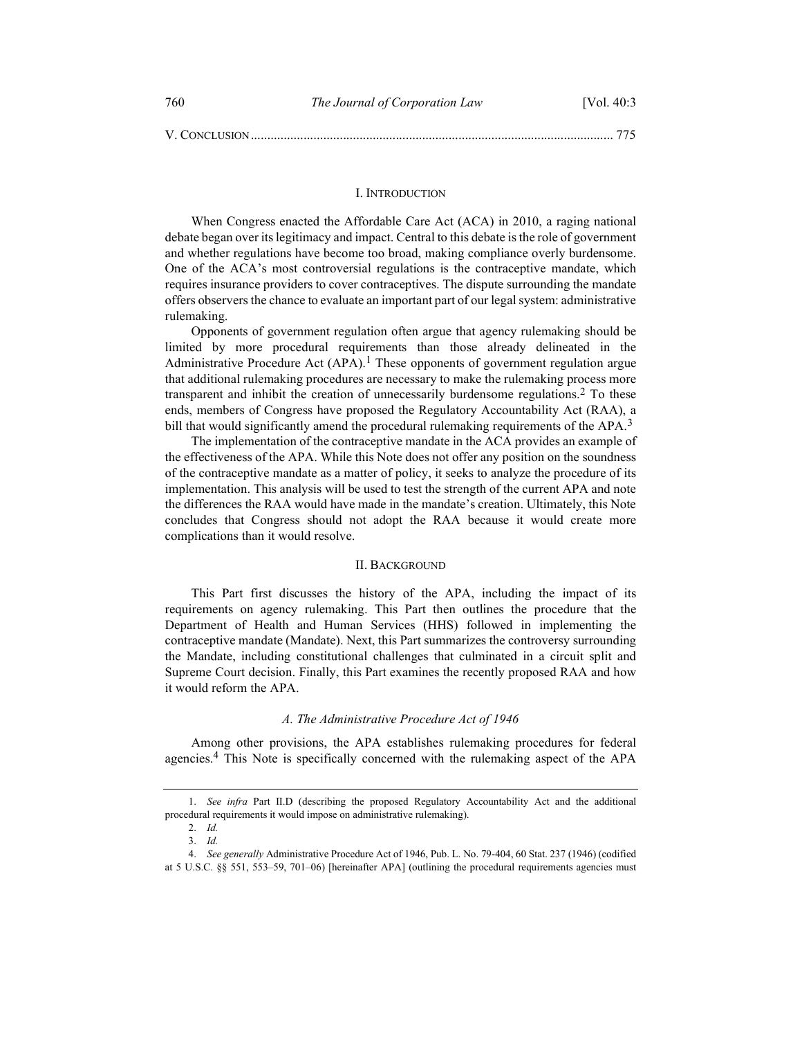V. CONCLUSION ............................................................................................................ 775

## I. INTRODUCTION

When Congress enacted the Affordable Care Act (ACA) in 2010, a raging national debate began over its legitimacy and impact. Central to this debate is the role of government and whether regulations have become too broad, making compliance overly burdensome. One of the ACA's most controversial regulations is the contraceptive mandate, which requires insurance providers to cover contraceptives. The dispute surrounding the mandate offers observers the chance to evaluate an important part of our legal system: administrative rulemaking.

Opponents of government regulation often argue that agency rulemaking should be limited by more procedural requirements than those already delineated in the Administrative Procedure Act (APA).[1] These opponents of government regulation argue that additional rulemaking procedures are necessary to make the rulemaking process more transparent and inhibit the creation of unnecessarily burdensome regulations.[2] To these ends, members of Congress have proposed the Regulatory Accountability Act (RAA), a bill that would significantly amend the procedural rulemaking requirements of the APA.[3]

The implementation of the contraceptive mandate in the ACA provides an example of the effectiveness of the APA. While this Note does not offer any position on the soundness of the contraceptive mandate as a matter of policy, it seeks to analyze the procedure of its implementation. This analysis will be used to test the strength of the current APA and note the differences the RAA would have made in the mandate's creation. Ultimately, this Note concludes that Congress should not adopt the RAA because it would create more complications than it would resolve.

## II. BACKGROUND

This Part first discusses the history of the APA, including the impact of its requirements on agency rulemaking. This Part then outlines the procedure that the Department of Health and Human Services (HHS) followed in implementing the contraceptive mandate (Mandate). Next, this Part summarizes the controversy surrounding the Mandate, including constitutional challenges that culminated in a circuit split and Supreme Court decision. Finally, this Part examines the recently proposed RAA and how it would reform the APA.

### *A. The Administrative Procedure Act of 1946*

Among other provisions, the APA establishes rulemaking procedures for federal agencies.[4] This Note is specifically concerned with the rulemaking aspect of the APA

---

1. *See infra* Part II.D (describing the proposed Regulatory Accountability Act and the additional procedural requirements it would impose on administrative rulemaking).

2. *Id.*

3. *Id.*

4. *See generally* Administrative Procedure Act of 1946, Pub. L. No. 79-404, 60 Stat. 237 (1946) (codified at 5 U.S.C. §§ 551, 553–59, 701–06) [hereinafter APA] (outlining the procedural requirements agencies must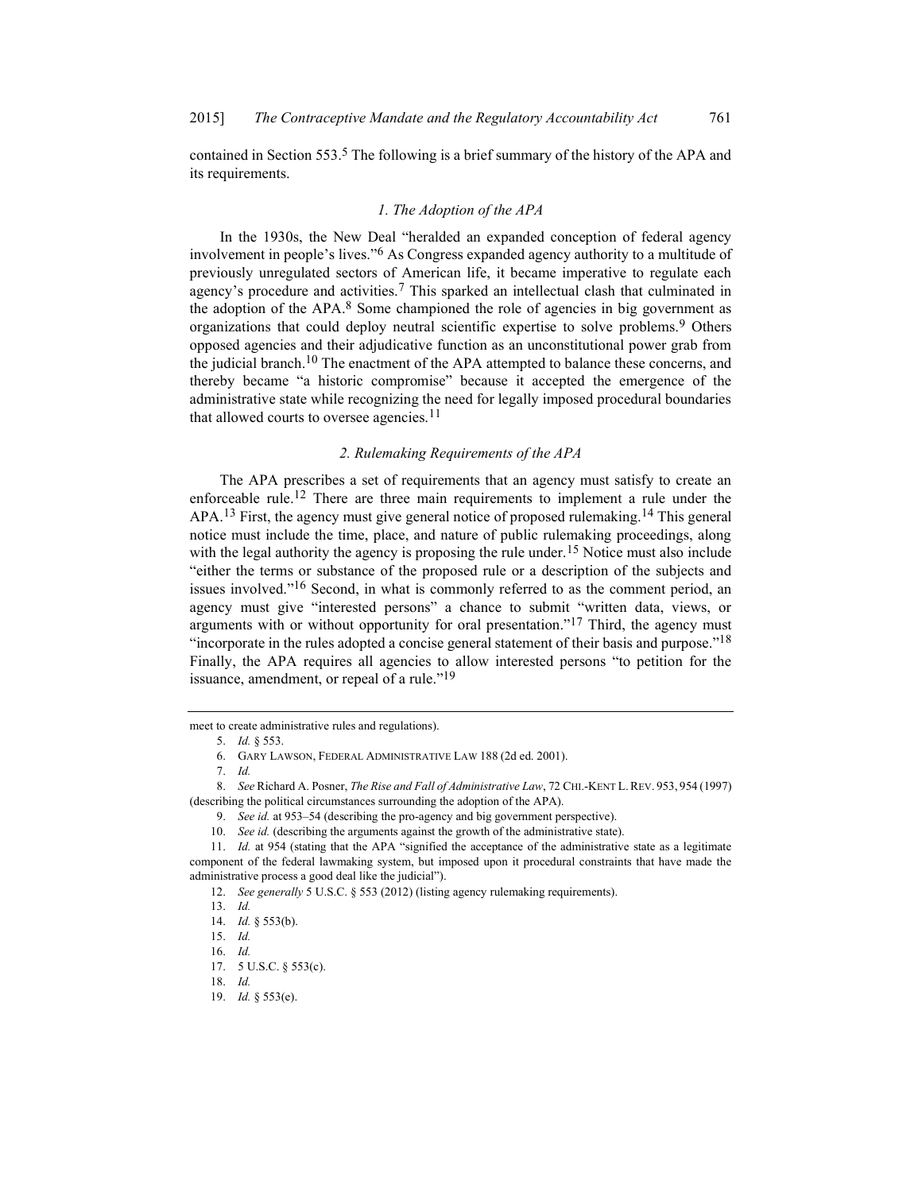contained in Section 553.[5] The following is a brief summary of the history of the APA and its requirements.

### *1. The Adoption of the APA*

In the 1930s, the New Deal "heralded an expanded conception of federal agency involvement in people's lives."[6] As Congress expanded agency authority to a multitude of previously unregulated sectors of American life, it became imperative to regulate each agency's procedure and activities.[7] This sparked an intellectual clash that culminated in the adoption of the APA.[8] Some championed the role of agencies in big government as organizations that could deploy neutral scientific expertise to solve problems.[9] Others opposed agencies and their adjudicative function as an unconstitutional power grab from the judicial branch.[10] The enactment of the APA attempted to balance these concerns, and thereby became "a historic compromise" because it accepted the emergence of the administrative state while recognizing the need for legally imposed procedural boundaries that allowed courts to oversee agencies.[11]

### *2. Rulemaking Requirements of the APA*

The APA prescribes a set of requirements that an agency must satisfy to create an enforceable rule.[12] There are three main requirements to implement a rule under the APA.[13] First, the agency must give general notice of proposed rulemaking.[14] This general notice must include the time, place, and nature of public rulemaking proceedings, along with the legal authority the agency is proposing the rule under.[15] Notice must also include "either the terms or substance of the proposed rule or a description of the subjects and issues involved."[16] Second, in what is commonly referred to as the comment period, an agency must give "interested persons" a chance to submit "written data, views, or arguments with or without opportunity for oral presentation."[17] Third, the agency must "incorporate in the rules adopted a concise general statement of their basis and purpose."[18] Finally, the APA requires all agencies to allow interested persons "to petition for the issuance, amendment, or repeal of a rule."[19]

---

meet to create administrative rules and regulations).

5. *Id.* § 553.

6. GARY LAWSON, FEDERAL ADMINISTRATIVE LAW 188 (2d ed. 2001).

7. *Id.*

8. *See* Richard A. Posner, *The Rise and Fall of Administrative Law*, 72 CHI.-KENT L. REV. 953, 954 (1997) (describing the political circumstances surrounding the adoption of the APA).

9. *See id.* at 953–54 (describing the pro-agency and big government perspective).

10. *See id.* (describing the arguments against the growth of the administrative state).

11. *Id.* at 954 (stating that the APA "signified the acceptance of the administrative state as a legitimate component of the federal lawmaking system, but imposed upon it procedural constraints that have made the administrative process a good deal like the judicial").

12. *See generally* 5 U.S.C. § 553 (2012) (listing agency rulemaking requirements).

13. *Id.*

14. *Id.* § 553(b).

15. *Id.*

16. *Id.*

17. 5 U.S.C. § 553(c).

18. *Id.*

19. *Id.* § 553(e).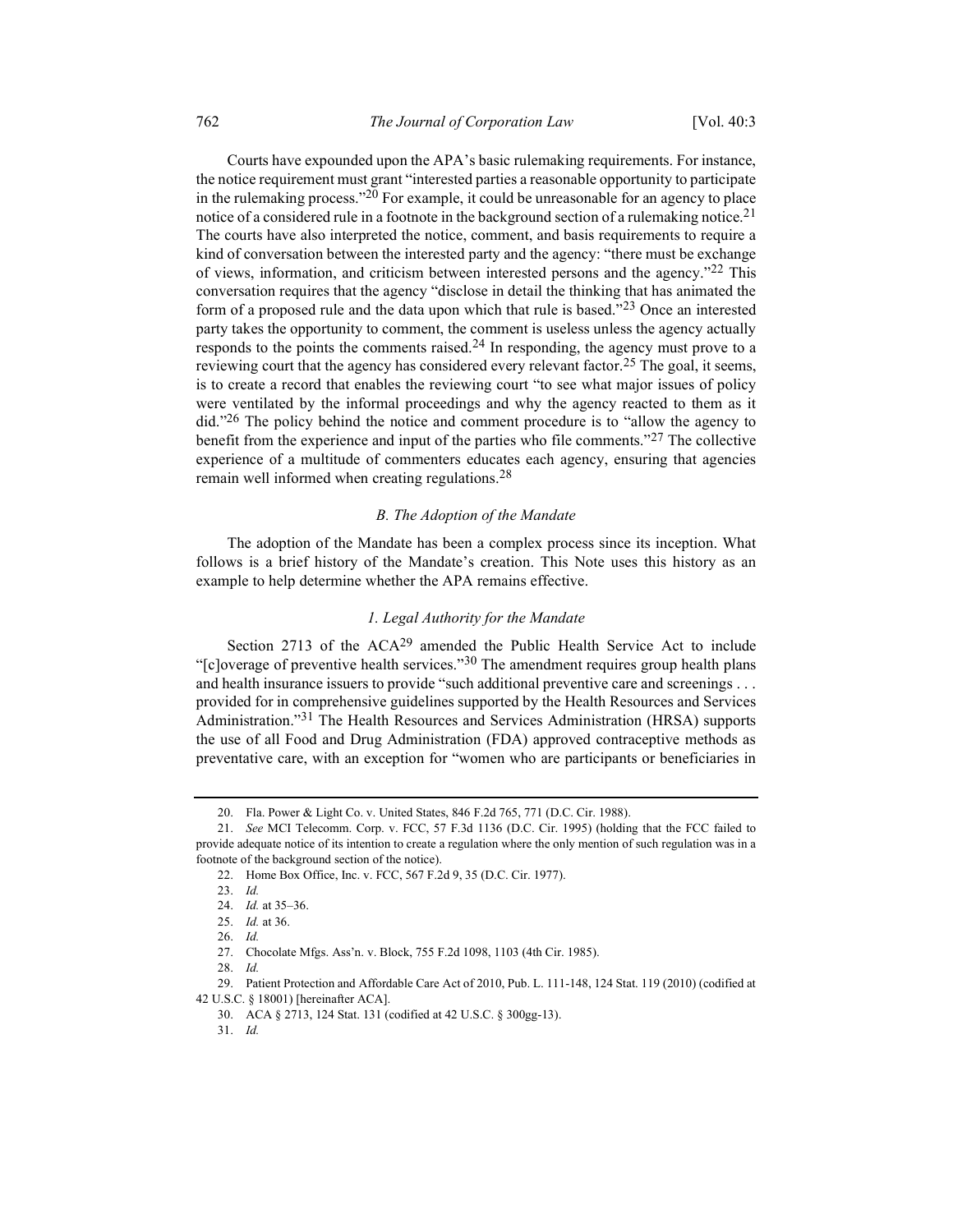Courts have expounded upon the APA's basic rulemaking requirements. For instance, the notice requirement must grant "interested parties a reasonable opportunity to participate in the rulemaking process."[20] For example, it could be unreasonable for an agency to place notice of a considered rule in a footnote in the background section of a rulemaking notice.[21] The courts have also interpreted the notice, comment, and basis requirements to require a kind of conversation between the interested party and the agency: "there must be exchange of views, information, and criticism between interested persons and the agency."[22] This conversation requires that the agency "disclose in detail the thinking that has animated the form of a proposed rule and the data upon which that rule is based."[23] Once an interested party takes the opportunity to comment, the comment is useless unless the agency actually responds to the points the comments raised.[24] In responding, the agency must prove to a reviewing court that the agency has considered every relevant factor.[25] The goal, it seems, is to create a record that enables the reviewing court "to see what major issues of policy were ventilated by the informal proceedings and why the agency reacted to them as it did."[26] The policy behind the notice and comment procedure is to "allow the agency to benefit from the experience and input of the parties who file comments."[27] The collective experience of a multitude of commenters educates each agency, ensuring that agencies remain well informed when creating regulations.[28]

### *B. The Adoption of the Mandate*

The adoption of the Mandate has been a complex process since its inception. What follows is a brief history of the Mandate's creation. This Note uses this history as an example to help determine whether the APA remains effective.

#### *1. Legal Authority for the Mandate*

Section 2713 of the ACA[29] amended the Public Health Service Act to include "[c]overage of preventive health services."[30] The amendment requires group health plans and health insurance issuers to provide "such additional preventive care and screenings . . . provided for in comprehensive guidelines supported by the Health Resources and Services Administration."[31] The Health Resources and Services Administration (HRSA) supports the use of all Food and Drug Administration (FDA) approved contraceptive methods as preventative care, with an exception for "women who are participants or beneficiaries in

---

20. Fla. Power & Light Co. v. United States, 846 F.2d 765, 771 (D.C. Cir. 1988).

21. *See* MCI Telecomm. Corp. v. FCC, 57 F.3d 1136 (D.C. Cir. 1995) (holding that the FCC failed to provide adequate notice of its intention to create a regulation where the only mention of such regulation was in a footnote of the background section of the notice).

22. Home Box Office, Inc. v. FCC, 567 F.2d 9, 35 (D.C. Cir. 1977).

23. *Id.*

24. *Id.* at 35–36.

25. *Id.* at 36.

26. *Id.*

27. Chocolate Mfgs. Ass'n. v. Block, 755 F.2d 1098, 1103 (4th Cir. 1985).

28. *Id.*

29. Patient Protection and Affordable Care Act of 2010, Pub. L. 111-148, 124 Stat. 119 (2010) (codified at 42 U.S.C. § 18001) [hereinafter ACA].

30. ACA § 2713, 124 Stat. 131 (codified at 42 U.S.C. § 300gg-13).

31. *Id.*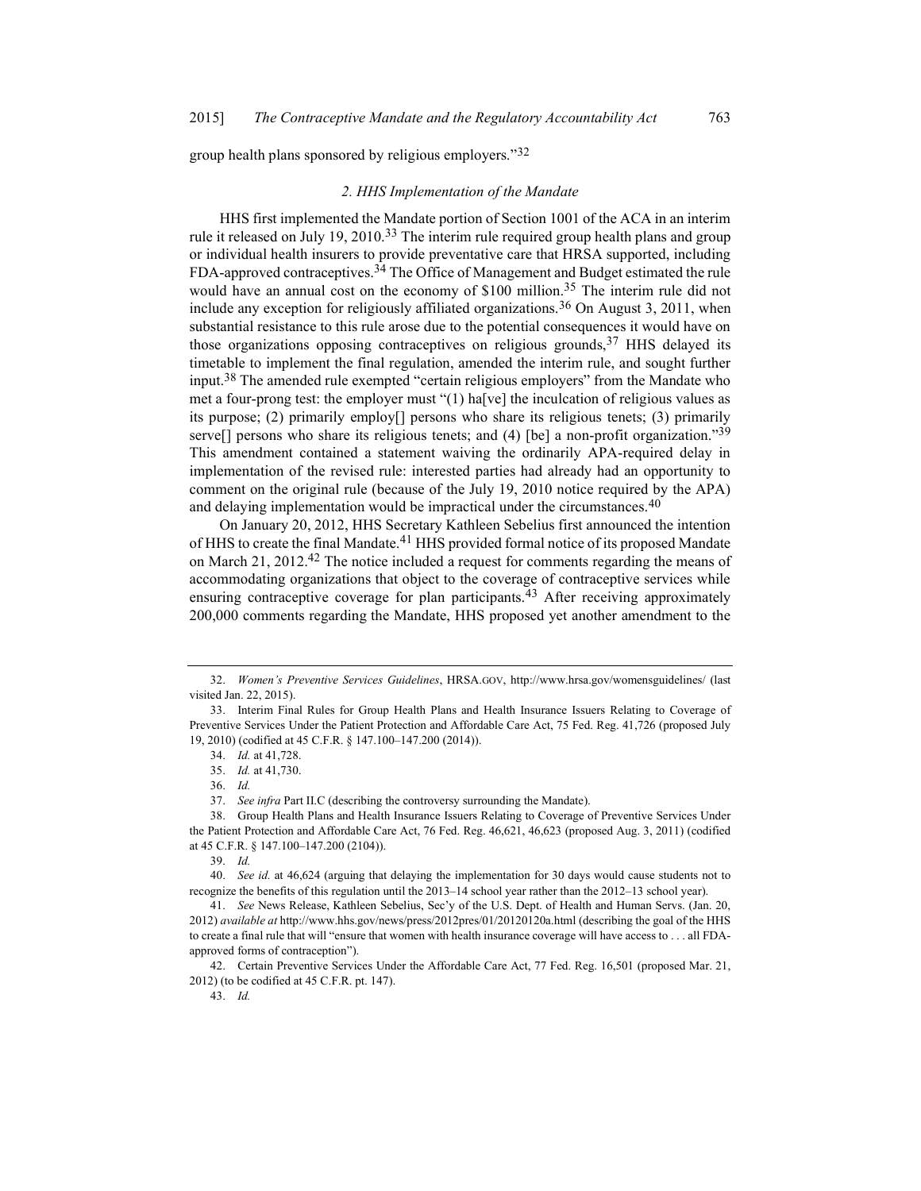group health plans sponsored by religious employers."[32]

### *2. HHS Implementation of the Mandate*

HHS first implemented the Mandate portion of Section 1001 of the ACA in an interim rule it released on July 19, 2010.[33] The interim rule required group health plans and group or individual health insurers to provide preventative care that HRSA supported, including FDA-approved contraceptives.[34] The Office of Management and Budget estimated the rule would have an annual cost on the economy of $100 million.[35] The interim rule did not include any exception for religiously affiliated organizations.[36] On August 3, 2011, when substantial resistance to this rule arose due to the potential consequences it would have on those organizations opposing contraceptives on religious grounds,[37] HHS delayed its timetable to implement the final regulation, amended the interim rule, and sought further input.[38] The amended rule exempted "certain religious employers" from the Mandate who met a four-prong test: the employer must "(1) ha[ve] the inculcation of religious values as its purpose; (2) primarily employ[] persons who share its religious tenets; (3) primarily serve[] persons who share its religious tenets; and (4) [be] a non-profit organization."[39] This amendment contained a statement waiving the ordinarily APA-required delay in implementation of the revised rule: interested parties had already had an opportunity to comment on the original rule (because of the July 19, 2010 notice required by the APA) and delaying implementation would be impractical under the circumstances.[40]

On January 20, 2012, HHS Secretary Kathleen Sebelius first announced the intention of HHS to create the final Mandate.[41] HHS provided formal notice of its proposed Mandate on March 21, 2012.[42] The notice included a request for comments regarding the means of accommodating organizations that object to the coverage of contraceptive services while ensuring contraceptive coverage for plan participants.[43] After receiving approximately 200,000 comments regarding the Mandate, HHS proposed yet another amendment to the

---

32. *Women's Preventive Services Guidelines*, HRSA.GOV, http://www.hrsa.gov/womensguidelines/ (last visited Jan. 22, 2015).

33. Interim Final Rules for Group Health Plans and Health Insurance Issuers Relating to Coverage of Preventive Services Under the Patient Protection and Affordable Care Act, 75 Fed. Reg. 41,726 (proposed July 19, 2010) (codified at 45 C.F.R. § 147.100–147.200 (2014)).

34. *Id.* at 41,728.

35. *Id.* at 41,730.

36. *Id.*

37. *See infra* Part II.C (describing the controversy surrounding the Mandate).

38. Group Health Plans and Health Insurance Issuers Relating to Coverage of Preventive Services Under the Patient Protection and Affordable Care Act, 76 Fed. Reg. 46,621, 46,623 (proposed Aug. 3, 2011) (codified at 45 C.F.R. § 147.100–147.200 (2104)).

39. *Id.*

40. *See id.* at 46,624 (arguing that delaying the implementation for 30 days would cause students not to recognize the benefits of this regulation until the 2013–14 school year rather than the 2012–13 school year).

41. *See* News Release, Kathleen Sebelius, Sec'y of the U.S. Dept. of Health and Human Servs. (Jan. 20, 2012) *available at* http://www.hhs.gov/news/press/2012pres/01/20120120a.html (describing the goal of the HHS to create a final rule that will "ensure that women with health insurance coverage will have access to . . . all FDA-approved forms of contraception").

42. Certain Preventive Services Under the Affordable Care Act, 77 Fed. Reg. 16,501 (proposed Mar. 21, 2012) (to be codified at 45 C.F.R. pt. 147).

43. *Id.*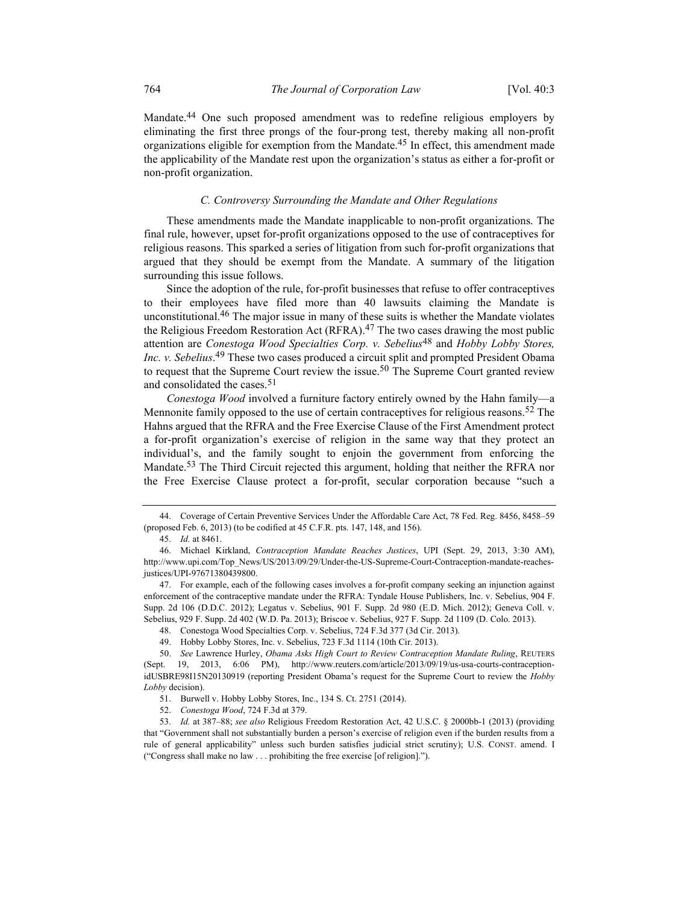Mandate.[44] One such proposed amendment was to redefine religious employers by eliminating the first three prongs of the four-prong test, thereby making all non-profit organizations eligible for exemption from the Mandate.[45] In effect, this amendment made the applicability of the Mandate rest upon the organization's status as either a for-profit or non-profit organization.

### *C. Controversy Surrounding the Mandate and Other Regulations*

These amendments made the Mandate inapplicable to non-profit organizations. The final rule, however, upset for-profit organizations opposed to the use of contraceptives for religious reasons. This sparked a series of litigation from such for-profit organizations that argued that they should be exempt from the Mandate. A summary of the litigation surrounding this issue follows.

Since the adoption of the rule, for-profit businesses that refuse to offer contraceptives to their employees have filed more than 40 lawsuits claiming the Mandate is unconstitutional.[46] The major issue in many of these suits is whether the Mandate violates the Religious Freedom Restoration Act (RFRA).[47] The two cases drawing the most public attention are *Conestoga Wood Specialties Corp. v. Sebelius*[48] and *Hobby Lobby Stores, Inc. v. Sebelius*.[49] These two cases produced a circuit split and prompted President Obama to request that the Supreme Court review the issue.[50] The Supreme Court granted review and consolidated the cases.[51]

*Conestoga Wood* involved a furniture factory entirely owned by the Hahn family—a Mennonite family opposed to the use of certain contraceptives for religious reasons.[52] The Hahns argued that the RFRA and the Free Exercise Clause of the First Amendment protect a for-profit organization's exercise of religion in the same way that they protect an individual's, and the family sought to enjoin the government from enforcing the Mandate.[53] The Third Circuit rejected this argument, holding that neither the RFRA nor the Free Exercise Clause protect a for-profit, secular corporation because "such a

---

44. Coverage of Certain Preventive Services Under the Affordable Care Act, 78 Fed. Reg. 8456, 8458–59 (proposed Feb. 6, 2013) (to be codified at 45 C.F.R. pts. 147, 148, and 156).

45. *Id.* at 8461.

46. Michael Kirkland, *Contraception Mandate Reaches Justices*, UPI (Sept. 29, 2013, 3:30 AM), http://www.upi.com/Top_News/US/2013/09/29/Under-the-US-Supreme-Court-Contraception-mandate-reaches-justices/UPI-97671380439800.

47. For example, each of the following cases involves a for-profit company seeking an injunction against enforcement of the contraceptive mandate under the RFRA: Tyndale House Publishers, Inc. v. Sebelius, 904 F. Supp. 2d 106 (D.D.C. 2012); Legatus v. Sebelius, 901 F. Supp. 2d 980 (E.D. Mich. 2012); Geneva Coll. v. Sebelius, 929 F. Supp. 2d 402 (W.D. Pa. 2013); Briscoe v. Sebelius, 927 F. Supp. 2d 1109 (D. Colo. 2013).

48. Conestoga Wood Specialties Corp. v. Sebelius, 724 F.3d 377 (3d Cir. 2013).

49. Hobby Lobby Stores, Inc. v. Sebelius, 723 F.3d 1114 (10th Cir. 2013).

50. *See* Lawrence Hurley, *Obama Asks High Court to Review Contraception Mandate Ruling*, REUTERS (Sept. 19, 2013, 6:06 PM), http://www.reuters.com/article/2013/09/19/us-usa-courts-contraception-idUSBRE98I15N20130919 (reporting President Obama's request for the Supreme Court to review the *Hobby Lobby* decision).

51. Burwell v. Hobby Lobby Stores, Inc., 134 S. Ct. 2751 (2014).

52. *Conestoga Wood*, 724 F.3d at 379.

53. *Id.* at 387–88; *see also* Religious Freedom Restoration Act, 42 U.S.C. § 2000bb-1 (2013) (providing that "Government shall not substantially burden a person's exercise of religion even if the burden results from a rule of general applicability" unless such burden satisfies judicial strict scrutiny); U.S. CONST. amend. I ("Congress shall make no law . . . prohibiting the free exercise [of religion].").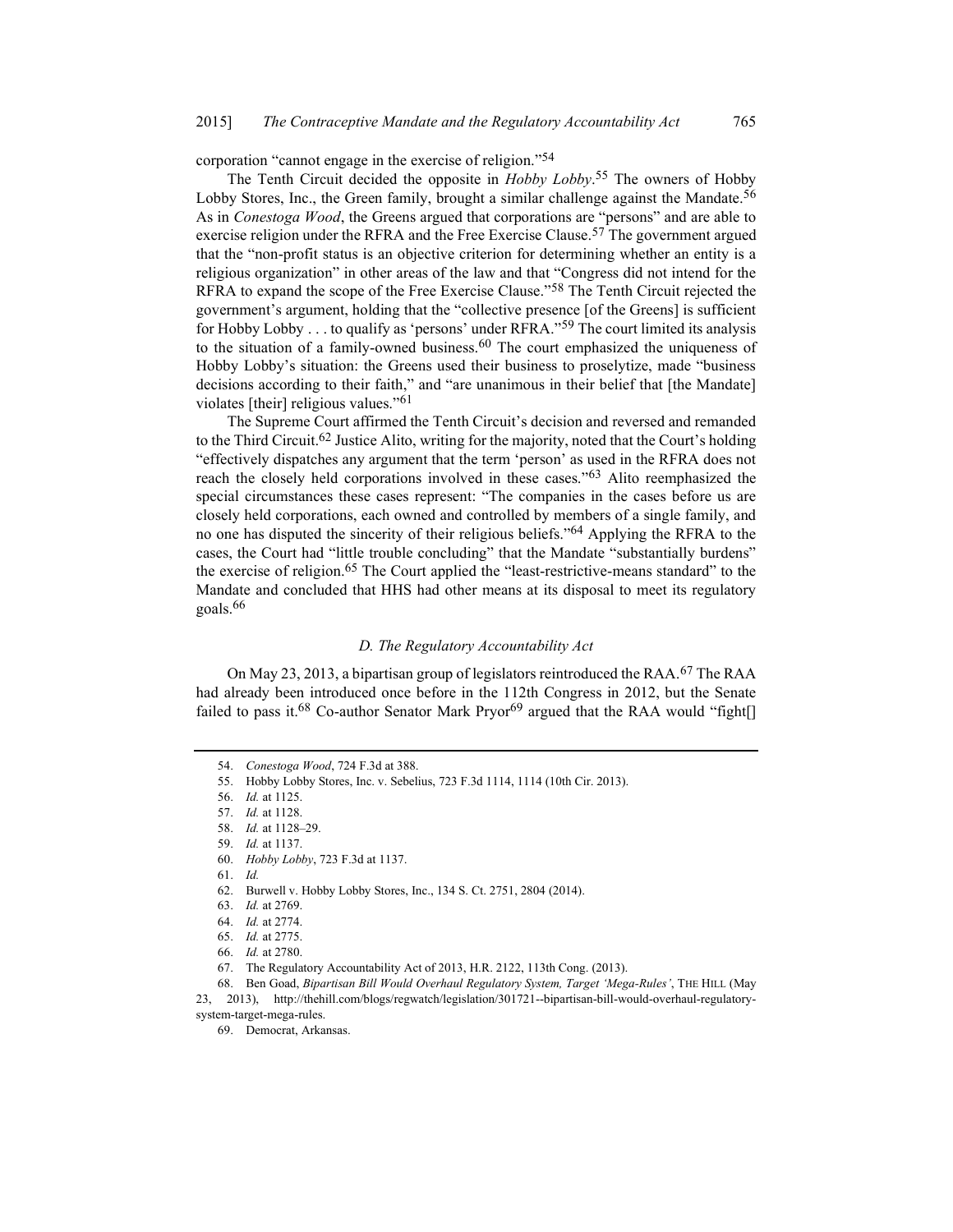corporation "cannot engage in the exercise of religion."[54]

The Tenth Circuit decided the opposite in *Hobby Lobby*.[55] The owners of Hobby Lobby Stores, Inc., the Green family, brought a similar challenge against the Mandate.[56] As in *Conestoga Wood*, the Greens argued that corporations are "persons" and are able to exercise religion under the RFRA and the Free Exercise Clause.[57] The government argued that the "non-profit status is an objective criterion for determining whether an entity is a religious organization" in other areas of the law and that "Congress did not intend for the RFRA to expand the scope of the Free Exercise Clause."[58] The Tenth Circuit rejected the government's argument, holding that the "collective presence [of the Greens] is sufficient for Hobby Lobby . . . to qualify as 'persons' under RFRA."[59] The court limited its analysis to the situation of a family-owned business.[60] The court emphasized the uniqueness of Hobby Lobby's situation: the Greens used their business to proselytize, made "business decisions according to their faith," and "are unanimous in their belief that [the Mandate] violates [their] religious values."[61]

The Supreme Court affirmed the Tenth Circuit's decision and reversed and remanded to the Third Circuit.[62] Justice Alito, writing for the majority, noted that the Court's holding "effectively dispatches any argument that the term 'person' as used in the RFRA does not reach the closely held corporations involved in these cases."[63] Alito reemphasized the special circumstances these cases represent: "The companies in the cases before us are closely held corporations, each owned and controlled by members of a single family, and no one has disputed the sincerity of their religious beliefs."[64] Applying the RFRA to the cases, the Court had "little trouble concluding" that the Mandate "substantially burdens" the exercise of religion.[65] The Court applied the "least-restrictive-means standard" to the Mandate and concluded that HHS had other means at its disposal to meet its regulatory goals.[66]

### *D. The Regulatory Accountability Act*

On May 23, 2013, a bipartisan group of legislators reintroduced the RAA.[67] The RAA had already been introduced once before in the 112th Congress in 2012, but the Senate failed to pass it.[68] Co-author Senator Mark Pryor[69] argued that the RAA would "fight[]

---

54. *Conestoga Wood*, 724 F.3d at 388.
55. Hobby Lobby Stores, Inc. v. Sebelius, 723 F.3d 1114, 1114 (10th Cir. 2013).
56. *Id.* at 1125.
57. *Id.* at 1128.
58. *Id.* at 1128–29.
59. *Id.* at 1137.
60. *Hobby Lobby*, 723 F.3d at 1137.
61. *Id.*
62. Burwell v. Hobby Lobby Stores, Inc., 134 S. Ct. 2751, 2804 (2014).
63. *Id.* at 2769.
64. *Id.* at 2774.
65. *Id.* at 2775.
66. *Id.* at 2780.
67. The Regulatory Accountability Act of 2013, H.R. 2122, 113th Cong. (2013).
68. Ben Goad, *Bipartisan Bill Would Overhaul Regulatory System, Target 'Mega-Rules'*, THE HILL (May 23, 2013), http://thehill.com/blogs/regwatch/legislation/301721--bipartisan-bill-would-overhaul-regulatory-system-target-mega-rules.
69. Democrat, Arkansas.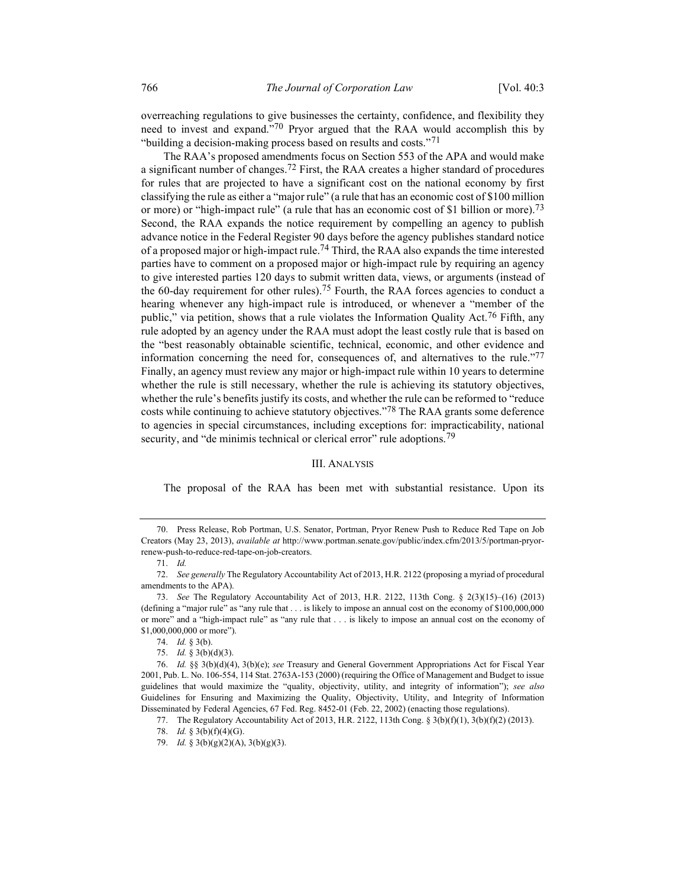overreaching regulations to give businesses the certainty, confidence, and flexibility they need to invest and expand."[70] Pryor argued that the RAA would accomplish this by "building a decision-making process based on results and costs."[71]

The RAA's proposed amendments focus on Section 553 of the APA and would make a significant number of changes.[72] First, the RAA creates a higher standard of procedures for rules that are projected to have a significant cost on the national economy by first classifying the rule as either a "major rule" (a rule that has an economic cost of $100 million or more) or "high-impact rule" (a rule that has an economic cost of $1 billion or more).[73] Second, the RAA expands the notice requirement by compelling an agency to publish advance notice in the Federal Register 90 days before the agency publishes standard notice of a proposed major or high-impact rule.[74] Third, the RAA also expands the time interested parties have to comment on a proposed major or high-impact rule by requiring an agency to give interested parties 120 days to submit written data, views, or arguments (instead of the 60-day requirement for other rules).[75] Fourth, the RAA forces agencies to conduct a hearing whenever any high-impact rule is introduced, or whenever a "member of the public," via petition, shows that a rule violates the Information Quality Act.[76] Fifth, any rule adopted by an agency under the RAA must adopt the least costly rule that is based on the "best reasonably obtainable scientific, technical, economic, and other evidence and information concerning the need for, consequences of, and alternatives to the rule."[77] Finally, an agency must review any major or high-impact rule within 10 years to determine whether the rule is still necessary, whether the rule is achieving its statutory objectives, whether the rule's benefits justify its costs, and whether the rule can be reformed to "reduce costs while continuing to achieve statutory objectives."[78] The RAA grants some deference to agencies in special circumstances, including exceptions for: impracticability, national security, and "de minimis technical or clerical error" rule adoptions.[79]

## III. ANALYSIS

The proposal of the RAA has been met with substantial resistance. Upon its

---

70. Press Release, Rob Portman, U.S. Senator, Portman, Pryor Renew Push to Reduce Red Tape on Job Creators (May 23, 2013), *available at* http://www.portman.senate.gov/public/index.cfm/2013/5/portman-pryor-renew-push-to-reduce-red-tape-on-job-creators.

71. *Id.*

72. *See generally* The Regulatory Accountability Act of 2013, H.R. 2122 (proposing a myriad of procedural amendments to the APA).

73. *See* The Regulatory Accountability Act of 2013, H.R. 2122, 113th Cong. § 2(3)(15)–(16) (2013) (defining a "major rule" as "any rule that . . . is likely to impose an annual cost on the economy of $100,000,000 or more" and a "high-impact rule" as "any rule that . . . is likely to impose an annual cost on the economy of $1,000,000,000 or more").

74. *Id.* § 3(b).

75. *Id.* § 3(b)(d)(3).

76. *Id.* §§ 3(b)(d)(4), 3(b)(e); *see* Treasury and General Government Appropriations Act for Fiscal Year 2001, Pub. L. No. 106-554, 114 Stat. 2763A-153 (2000) (requiring the Office of Management and Budget to issue guidelines that would maximize the "quality, objectivity, utility, and integrity of information"); *see also* Guidelines for Ensuring and Maximizing the Quality, Objectivity, Utility, and Integrity of Information Disseminated by Federal Agencies, 67 Fed. Reg. 8452-01 (Feb. 22, 2002) (enacting those regulations).

77. The Regulatory Accountability Act of 2013, H.R. 2122, 113th Cong. § 3(b)(f)(1), 3(b)(f)(2) (2013).

78. *Id.* § 3(b)(f)(4)(G).

79. *Id.* § 3(b)(g)(2)(A), 3(b)(g)(3).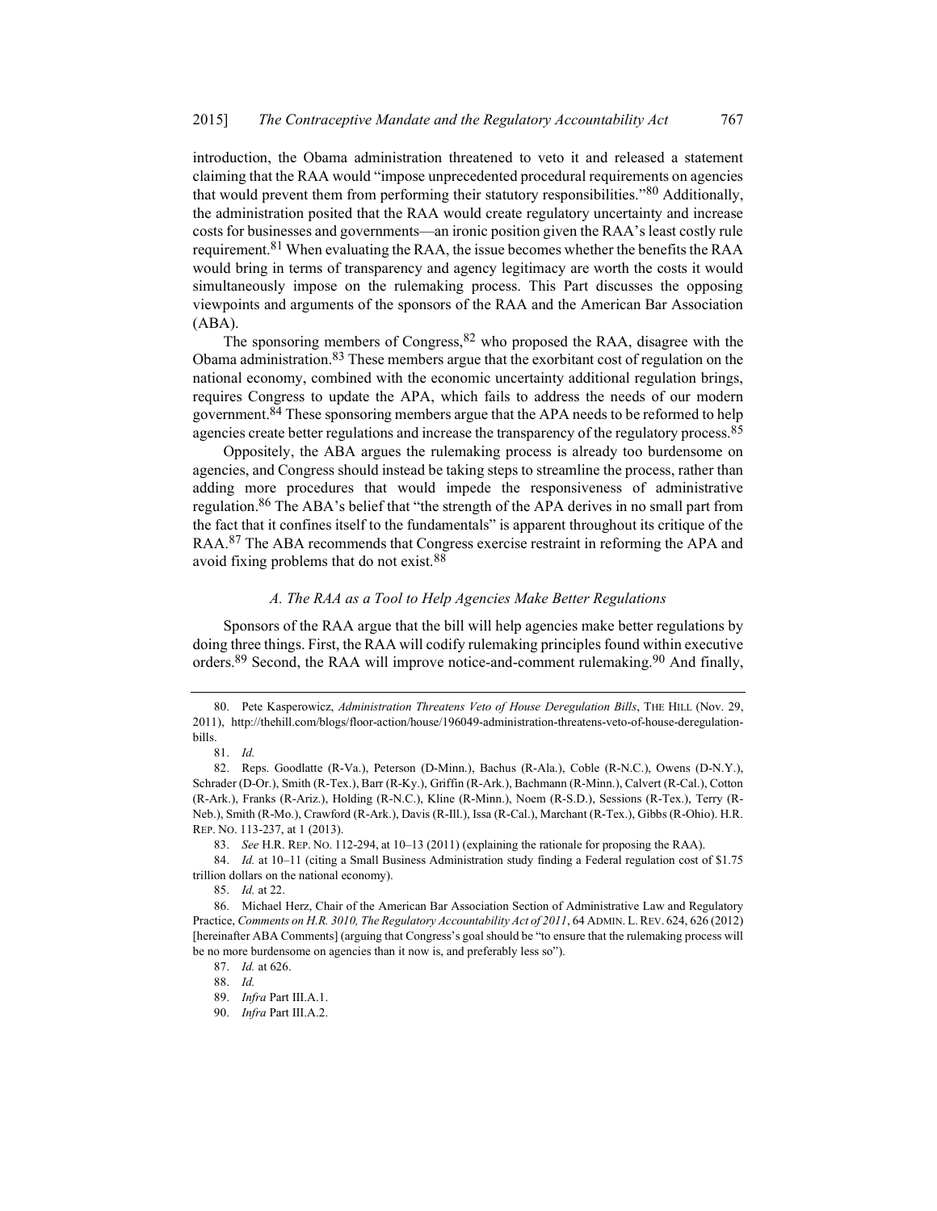introduction, the Obama administration threatened to veto it and released a statement claiming that the RAA would "impose unprecedented procedural requirements on agencies that would prevent them from performing their statutory responsibilities."[80] Additionally, the administration posited that the RAA would create regulatory uncertainty and increase costs for businesses and governments—an ironic position given the RAA's least costly rule requirement.[81] When evaluating the RAA, the issue becomes whether the benefits the RAA would bring in terms of transparency and agency legitimacy are worth the costs it would simultaneously impose on the rulemaking process. This Part discusses the opposing viewpoints and arguments of the sponsors of the RAA and the American Bar Association (ABA).

The sponsoring members of Congress,[82] who proposed the RAA, disagree with the Obama administration.[83] These members argue that the exorbitant cost of regulation on the national economy, combined with the economic uncertainty additional regulation brings, requires Congress to update the APA, which fails to address the needs of our modern government.[84] These sponsoring members argue that the APA needs to be reformed to help agencies create better regulations and increase the transparency of the regulatory process.[85]

Oppositely, the ABA argues the rulemaking process is already too burdensome on agencies, and Congress should instead be taking steps to streamline the process, rather than adding more procedures that would impede the responsiveness of administrative regulation.[86] The ABA's belief that "the strength of the APA derives in no small part from the fact that it confines itself to the fundamentals" is apparent throughout its critique of the RAA.[87] The ABA recommends that Congress exercise restraint in reforming the APA and avoid fixing problems that do not exist.[88]

### *A. The RAA as a Tool to Help Agencies Make Better Regulations*

Sponsors of the RAA argue that the bill will help agencies make better regulations by doing three things. First, the RAA will codify rulemaking principles found within executive orders.[89] Second, the RAA will improve notice-and-comment rulemaking.[90] And finally,

---

80. Pete Kasperowicz, *Administration Threatens Veto of House Deregulation Bills*, THE HILL (Nov. 29, 2011), http://thehill.com/blogs/floor-action/house/196049-administration-threatens-veto-of-house-deregulation-bills.

81. *Id.*

82. Reps. Goodlatte (R-Va.), Peterson (D-Minn.), Bachus (R-Ala.), Coble (R-N.C.), Owens (D-N.Y.), Schrader (D-Or.), Smith (R-Tex.), Barr (R-Ky.), Griffin (R-Ark.), Bachmann (R-Minn.), Calvert (R-Cal.), Cotton (R-Ark.), Franks (R-Ariz.), Holding (R-N.C.), Kline (R-Minn.), Noem (R-S.D.), Sessions (R-Tex.), Terry (R-Neb.), Smith (R-Mo.), Crawford (R-Ark.), Davis (R-Ill.), Issa (R-Cal.), Marchant (R-Tex.), Gibbs (R-Ohio). H.R. REP. NO. 113-237, at 1 (2013).

83. *See* H.R. REP. NO. 112-294, at 10–13 (2011) (explaining the rationale for proposing the RAA).

84. *Id.* at 10–11 (citing a Small Business Administration study finding a Federal regulation cost of $1.75 trillion dollars on the national economy).

85. *Id.* at 22.

86. Michael Herz, Chair of the American Bar Association Section of Administrative Law and Regulatory Practice, *Comments on H.R. 3010, The Regulatory Accountability Act of 2011*, 64 ADMIN. L. REV. 624, 626 (2012) [hereinafter ABA Comments] (arguing that Congress's goal should be "to ensure that the rulemaking process will be no more burdensome on agencies than it now is, and preferably less so").

87. *Id.* at 626.

88. *Id.*

89. *Infra* Part III.A.1.

90. *Infra* Part III.A.2.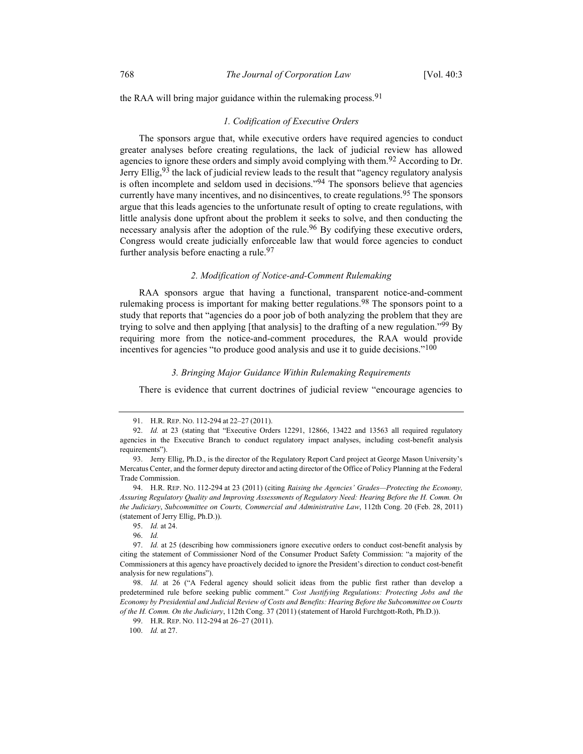the RAA will bring major guidance within the rulemaking process.[91]

### *1. Codification of Executive Orders*

The sponsors argue that, while executive orders have required agencies to conduct greater analyses before creating regulations, the lack of judicial review has allowed agencies to ignore these orders and simply avoid complying with them.[92] According to Dr. Jerry Ellig,[93] the lack of judicial review leads to the result that "agency regulatory analysis is often incomplete and seldom used in decisions."[94] The sponsors believe that agencies currently have many incentives, and no disincentives, to create regulations.[95] The sponsors argue that this leads agencies to the unfortunate result of opting to create regulations, with little analysis done upfront about the problem it seeks to solve, and then conducting the necessary analysis after the adoption of the rule.[96] By codifying these executive orders, Congress would create judicially enforceable law that would force agencies to conduct further analysis before enacting a rule.[97]

### *2. Modification of Notice-and-Comment Rulemaking*

RAA sponsors argue that having a functional, transparent notice-and-comment rulemaking process is important for making better regulations.[98] The sponsors point to a study that reports that "agencies do a poor job of both analyzing the problem that they are trying to solve and then applying [that analysis] to the drafting of a new regulation."[99] By requiring more from the notice-and-comment procedures, the RAA would provide incentives for agencies "to produce good analysis and use it to guide decisions."[100]

### *3. Bringing Major Guidance Within Rulemaking Requirements*

There is evidence that current doctrines of judicial review "encourage agencies to

---

91. H.R. REP. NO. 112-294 at 22–27 (2011).

92. *Id.* at 23 (stating that "Executive Orders 12291, 12866, 13422 and 13563 all required regulatory agencies in the Executive Branch to conduct regulatory impact analyses, including cost-benefit analysis requirements").

93. Jerry Ellig, Ph.D., is the director of the Regulatory Report Card project at George Mason University's Mercatus Center, and the former deputy director and acting director of the Office of Policy Planning at the Federal Trade Commission.

94. H.R. REP. NO. 112-294 at 23 (2011) (citing *Raising the Agencies' Grades—Protecting the Economy, Assuring Regulatory Quality and Improving Assessments of Regulatory Need: Hearing Before the H. Comm. On the Judiciary*, *Subcommittee on Courts, Commercial and Administrative Law*, 112th Cong. 20 (Feb. 28, 2011) (statement of Jerry Ellig, Ph.D.)).

95. *Id.* at 24.

96. *Id.*

97. *Id.* at 25 (describing how commissioners ignore executive orders to conduct cost-benefit analysis by citing the statement of Commissioner Nord of the Consumer Product Safety Commission: "a majority of the Commissioners at this agency have proactively decided to ignore the President's direction to conduct cost-benefit analysis for new regulations").

98. *Id.* at 26 ("A Federal agency should solicit ideas from the public first rather than develop a predetermined rule before seeking public comment." *Cost Justifying Regulations: Protecting Jobs and the Economy by Presidential and Judicial Review of Costs and Benefits: Hearing Before the Subcommittee on Courts of the H. Comm. On the Judiciary*, 112th Cong. 37 (2011) (statement of Harold Furchtgott-Roth, Ph.D.)).

99. H.R. REP. NO. 112-294 at 26–27 (2011).

100. *Id.* at 27.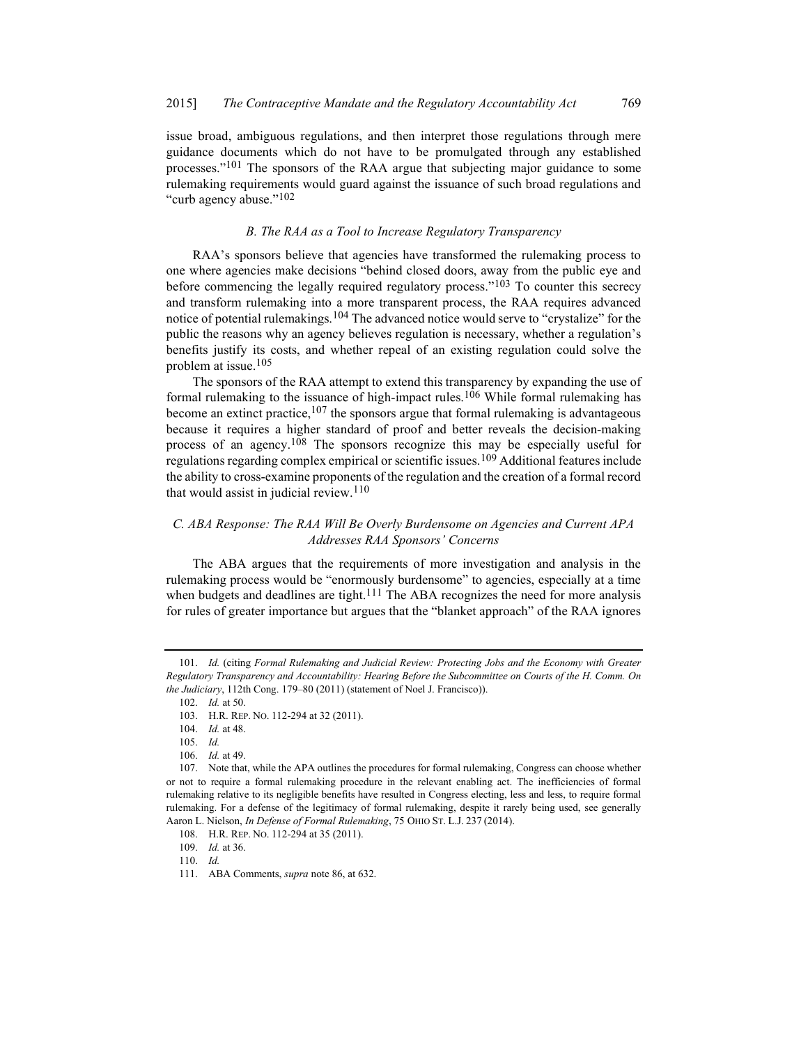issue broad, ambiguous regulations, and then interpret those regulations through mere guidance documents which do not have to be promulgated through any established processes."[101] The sponsors of the RAA argue that subjecting major guidance to some rulemaking requirements would guard against the issuance of such broad regulations and "curb agency abuse."[102]

### *B. The RAA as a Tool to Increase Regulatory Transparency*

RAA's sponsors believe that agencies have transformed the rulemaking process to one where agencies make decisions "behind closed doors, away from the public eye and before commencing the legally required regulatory process."[103] To counter this secrecy and transform rulemaking into a more transparent process, the RAA requires advanced notice of potential rulemakings.[104] The advanced notice would serve to "crystalize" for the public the reasons why an agency believes regulation is necessary, whether a regulation's benefits justify its costs, and whether repeal of an existing regulation could solve the problem at issue.[105]

The sponsors of the RAA attempt to extend this transparency by expanding the use of formal rulemaking to the issuance of high-impact rules.[106] While formal rulemaking has become an extinct practice,[107] the sponsors argue that formal rulemaking is advantageous because it requires a higher standard of proof and better reveals the decision-making process of an agency.[108] The sponsors recognize this may be especially useful for regulations regarding complex empirical or scientific issues.[109] Additional features include the ability to cross-examine proponents of the regulation and the creation of a formal record that would assist in judicial review.[110]

### *C. ABA Response: The RAA Will Be Overly Burdensome on Agencies and Current APA Addresses RAA Sponsors' Concerns*

The ABA argues that the requirements of more investigation and analysis in the rulemaking process would be "enormously burdensome" to agencies, especially at a time when budgets and deadlines are tight.[111] The ABA recognizes the need for more analysis for rules of greater importance but argues that the "blanket approach" of the RAA ignores

---

101. *Id.* (citing *Formal Rulemaking and Judicial Review: Protecting Jobs and the Economy with Greater Regulatory Transparency and Accountability: Hearing Before the Subcommittee on Courts of the H. Comm. On the Judiciary*, 112th Cong. 179–80 (2011) (statement of Noel J. Francisco)).

102. *Id.* at 50.

103. H.R. REP. NO. 112-294 at 32 (2011).

104. *Id.* at 48.

105. *Id.*

106. *Id.* at 49.

107. Note that, while the APA outlines the procedures for formal rulemaking, Congress can choose whether or not to require a formal rulemaking procedure in the relevant enabling act. The inefficiencies of formal rulemaking relative to its negligible benefits have resulted in Congress electing, less and less, to require formal rulemaking. For a defense of the legitimacy of formal rulemaking, despite it rarely being used, see generally Aaron L. Nielson, *In Defense of Formal Rulemaking*, 75 OHIO ST. L.J. 237 (2014).

108. H.R. REP. NO. 112-294 at 35 (2011).

109. *Id.* at 36.

110. *Id.*

111. ABA Comments, *supra* note 86, at 632.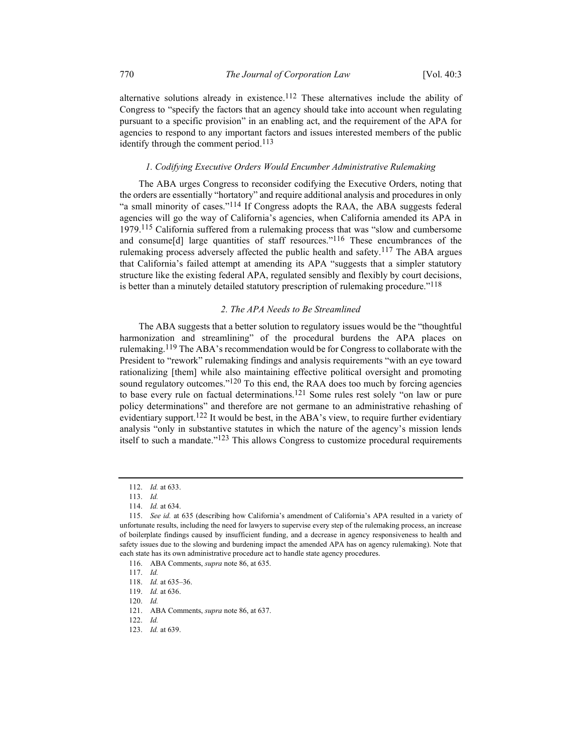alternative solutions already in existence.[112] These alternatives include the ability of Congress to "specify the factors that an agency should take into account when regulating pursuant to a specific provision" in an enabling act, and the requirement of the APA for agencies to respond to any important factors and issues interested members of the public identify through the comment period.[113]

#### *1. Codifying Executive Orders Would Encumber Administrative Rulemaking*

The ABA urges Congress to reconsider codifying the Executive Orders, noting that the orders are essentially "hortatory" and require additional analysis and procedures in only "a small minority of cases."[114] If Congress adopts the RAA, the ABA suggests federal agencies will go the way of California's agencies, when California amended its APA in 1979.[115] California suffered from a rulemaking process that was "slow and cumbersome and consume[d] large quantities of staff resources."[116] These encumbrances of the rulemaking process adversely affected the public health and safety.[117] The ABA argues that California's failed attempt at amending its APA "suggests that a simpler statutory structure like the existing federal APA, regulated sensibly and flexibly by court decisions, is better than a minutely detailed statutory prescription of rulemaking procedure."[118]

#### *2. The APA Needs to Be Streamlined*

The ABA suggests that a better solution to regulatory issues would be the "thoughtful harmonization and streamlining" of the procedural burdens the APA places on rulemaking.[119] The ABA's recommendation would be for Congress to collaborate with the President to "rework" rulemaking findings and analysis requirements "with an eye toward rationalizing [them] while also maintaining effective political oversight and promoting sound regulatory outcomes."[120] To this end, the RAA does too much by forcing agencies to base every rule on factual determinations.[121] Some rules rest solely "on law or pure policy determinations" and therefore are not germane to an administrative rehashing of evidentiary support.[122] It would be best, in the ABA's view, to require further evidentiary analysis "only in substantive statutes in which the nature of the agency's mission lends itself to such a mandate."[123] This allows Congress to customize procedural requirements

---

112. *Id.* at 633.

113. *Id.*

114. *Id.* at 634.

115. *See id.* at 635 (describing how California's amendment of California's APA resulted in a variety of unfortunate results, including the need for lawyers to supervise every step of the rulemaking process, an increase of boilerplate findings caused by insufficient funding, and a decrease in agency responsiveness to health and safety issues due to the slowing and burdening impact the amended APA has on agency rulemaking). Note that each state has its own administrative procedure act to handle state agency procedures.

116. ABA Comments, *supra* note 86, at 635.

117. *Id.*

118. *Id.* at 635–36.

119. *Id.* at 636.

120. *Id.*

121. ABA Comments, *supra* note 86, at 637.

122. *Id.*

123. *Id.* at 639.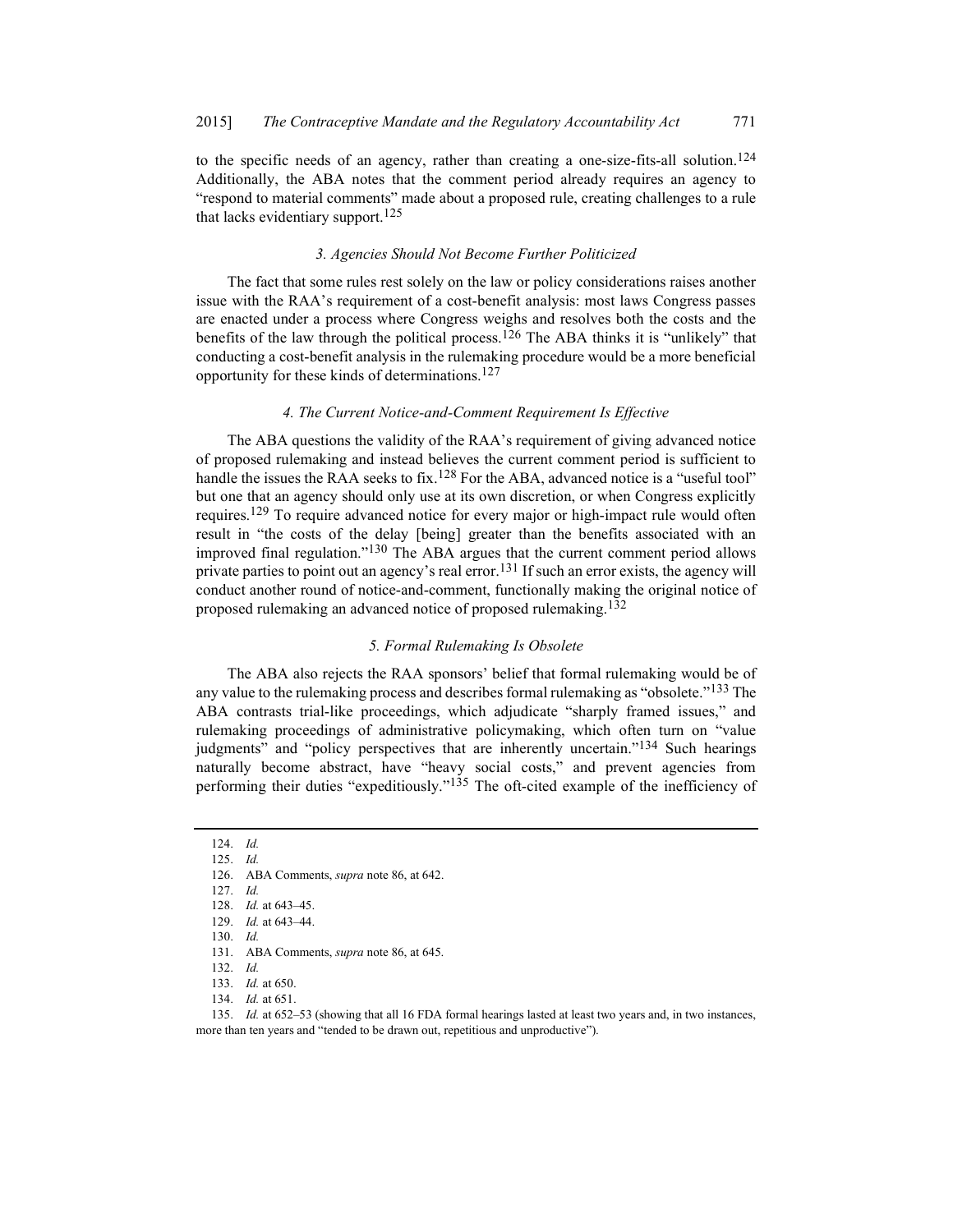to the specific needs of an agency, rather than creating a one-size-fits-all solution.[124] Additionally, the ABA notes that the comment period already requires an agency to "respond to material comments" made about a proposed rule, creating challenges to a rule that lacks evidentiary support.[125]

### *3. Agencies Should Not Become Further Politicized*

The fact that some rules rest solely on the law or policy considerations raises another issue with the RAA's requirement of a cost-benefit analysis: most laws Congress passes are enacted under a process where Congress weighs and resolves both the costs and the benefits of the law through the political process.[126] The ABA thinks it is "unlikely" that conducting a cost-benefit analysis in the rulemaking procedure would be a more beneficial opportunity for these kinds of determinations.[127]

### *4. The Current Notice-and-Comment Requirement Is Effective*

The ABA questions the validity of the RAA's requirement of giving advanced notice of proposed rulemaking and instead believes the current comment period is sufficient to handle the issues the RAA seeks to fix.[128] For the ABA, advanced notice is a "useful tool" but one that an agency should only use at its own discretion, or when Congress explicitly requires.[129] To require advanced notice for every major or high-impact rule would often result in "the costs of the delay [being] greater than the benefits associated with an improved final regulation."[130] The ABA argues that the current comment period allows private parties to point out an agency's real error.[131] If such an error exists, the agency will conduct another round of notice-and-comment, functionally making the original notice of proposed rulemaking an advanced notice of proposed rulemaking.[132]

### *5. Formal Rulemaking Is Obsolete*

The ABA also rejects the RAA sponsors' belief that formal rulemaking would be of any value to the rulemaking process and describes formal rulemaking as "obsolete."[133] The ABA contrasts trial-like proceedings, which adjudicate "sharply framed issues," and rulemaking proceedings of administrative policymaking, which often turn on "value judgments" and "policy perspectives that are inherently uncertain."[134] Such hearings naturally become abstract, have "heavy social costs," and prevent agencies from performing their duties "expeditiously."[135] The oft-cited example of the inefficiency of

---

124. *Id.*

125. *Id.*

126. ABA Comments, *supra* note 86, at 642.

127. *Id.*

128. *Id.* at 643–45.

129. *Id.* at 643–44.

130. *Id.*

131. ABA Comments, *supra* note 86, at 645.

132. *Id.*

133. *Id.* at 650.

134. *Id.* at 651.

135. *Id.* at 652–53 (showing that all 16 FDA formal hearings lasted at least two years and, in two instances, more than ten years and "tended to be drawn out, repetitious and unproductive").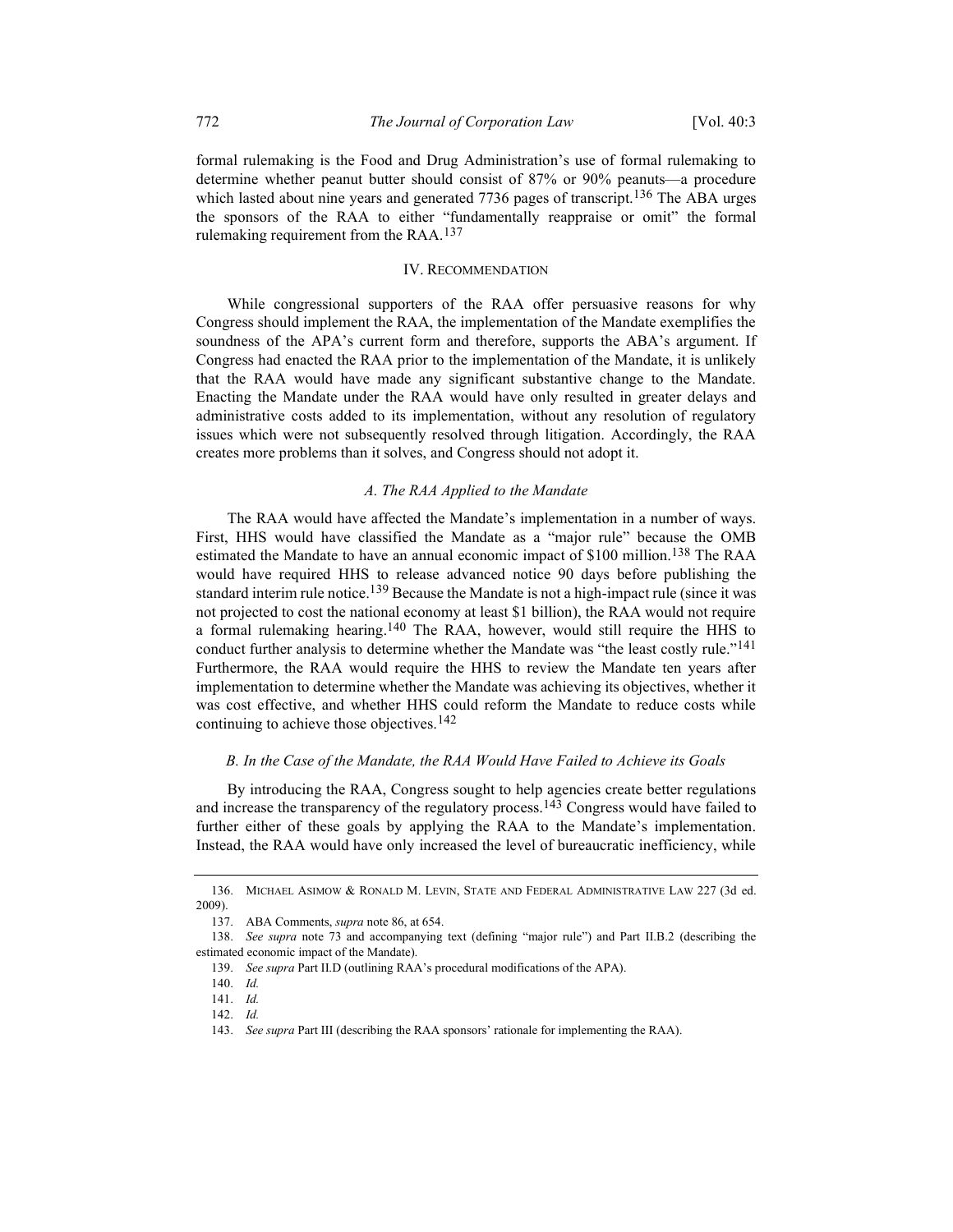formal rulemaking is the Food and Drug Administration's use of formal rulemaking to determine whether peanut butter should consist of 87% or 90% peanuts—a procedure which lasted about nine years and generated 7736 pages of transcript.[136] The ABA urges the sponsors of the RAA to either "fundamentally reappraise or omit" the formal rulemaking requirement from the RAA.[137]

## IV. RECOMMENDATION

While congressional supporters of the RAA offer persuasive reasons for why Congress should implement the RAA, the implementation of the Mandate exemplifies the soundness of the APA's current form and therefore, supports the ABA's argument. If Congress had enacted the RAA prior to the implementation of the Mandate, it is unlikely that the RAA would have made any significant substantive change to the Mandate. Enacting the Mandate under the RAA would have only resulted in greater delays and administrative costs added to its implementation, without any resolution of regulatory issues which were not subsequently resolved through litigation. Accordingly, the RAA creates more problems than it solves, and Congress should not adopt it.

### *A. The RAA Applied to the Mandate*

The RAA would have affected the Mandate's implementation in a number of ways. First, HHS would have classified the Mandate as a "major rule" because the OMB estimated the Mandate to have an annual economic impact of $100 million.[138] The RAA would have required HHS to release advanced notice 90 days before publishing the standard interim rule notice.[139] Because the Mandate is not a high-impact rule (since it was not projected to cost the national economy at least $1 billion), the RAA would not require a formal rulemaking hearing.[140] The RAA, however, would still require the HHS to conduct further analysis to determine whether the Mandate was "the least costly rule."[141] Furthermore, the RAA would require the HHS to review the Mandate ten years after implementation to determine whether the Mandate was achieving its objectives, whether it was cost effective, and whether HHS could reform the Mandate to reduce costs while continuing to achieve those objectives.[142]

### *B. In the Case of the Mandate, the RAA Would Have Failed to Achieve its Goals*

By introducing the RAA, Congress sought to help agencies create better regulations and increase the transparency of the regulatory process.[143] Congress would have failed to further either of these goals by applying the RAA to the Mandate's implementation. Instead, the RAA would have only increased the level of bureaucratic inefficiency, while

---

136. MICHAEL ASIMOW & RONALD M. LEVIN, STATE AND FEDERAL ADMINISTRATIVE LAW 227 (3d ed. 2009).

137. ABA Comments, *supra* note 86, at 654.

138. *See supra* note 73 and accompanying text (defining "major rule") and Part II.B.2 (describing the estimated economic impact of the Mandate).

139. *See supra* Part II.D (outlining RAA's procedural modifications of the APA).

140. *Id.*

141. *Id.*

142. *Id.*

143. *See supra* Part III (describing the RAA sponsors' rationale for implementing the RAA).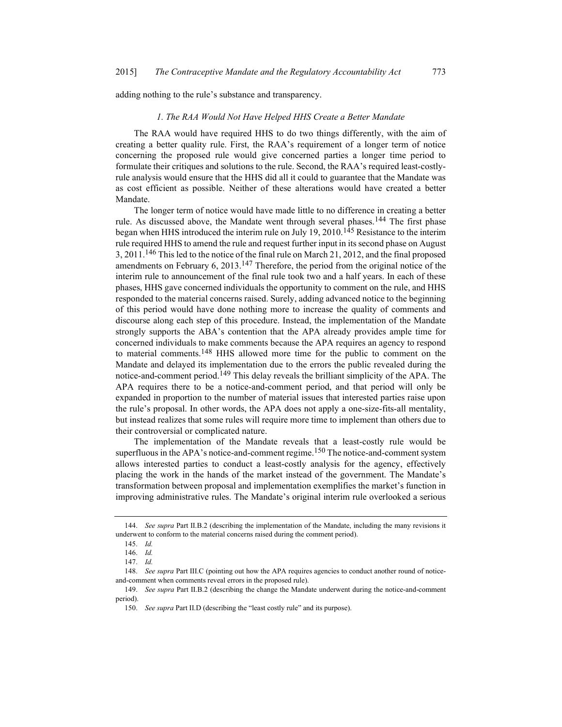adding nothing to the rule's substance and transparency.

### *1. The RAA Would Not Have Helped HHS Create a Better Mandate*

The RAA would have required HHS to do two things differently, with the aim of creating a better quality rule. First, the RAA's requirement of a longer term of notice concerning the proposed rule would give concerned parties a longer time period to formulate their critiques and solutions to the rule. Second, the RAA's required least-costly-rule analysis would ensure that the HHS did all it could to guarantee that the Mandate was as cost efficient as possible. Neither of these alterations would have created a better Mandate.

The longer term of notice would have made little to no difference in creating a better rule. As discussed above, the Mandate went through several phases.[144] The first phase began when HHS introduced the interim rule on July 19, 2010.[145] Resistance to the interim rule required HHS to amend the rule and request further input in its second phase on August 3, 2011.[146] This led to the notice of the final rule on March 21, 2012, and the final proposed amendments on February 6, 2013.[147] Therefore, the period from the original notice of the interim rule to announcement of the final rule took two and a half years. In each of these phases, HHS gave concerned individuals the opportunity to comment on the rule, and HHS responded to the material concerns raised. Surely, adding advanced notice to the beginning of this period would have done nothing more to increase the quality of comments and discourse along each step of this procedure. Instead, the implementation of the Mandate strongly supports the ABA's contention that the APA already provides ample time for concerned individuals to make comments because the APA requires an agency to respond to material comments.[148] HHS allowed more time for the public to comment on the Mandate and delayed its implementation due to the errors the public revealed during the notice-and-comment period.[149] This delay reveals the brilliant simplicity of the APA. The APA requires there to be a notice-and-comment period, and that period will only be expanded in proportion to the number of material issues that interested parties raise upon the rule's proposal. In other words, the APA does not apply a one-size-fits-all mentality, but instead realizes that some rules will require more time to implement than others due to their controversial or complicated nature.

The implementation of the Mandate reveals that a least-costly rule would be superfluous in the APA's notice-and-comment regime.[150] The notice-and-comment system allows interested parties to conduct a least-costly analysis for the agency, effectively placing the work in the hands of the market instead of the government. The Mandate's transformation between proposal and implementation exemplifies the market's function in improving administrative rules. The Mandate's original interim rule overlooked a serious

---

144. *See supra* Part II.B.2 (describing the implementation of the Mandate, including the many revisions it underwent to conform to the material concerns raised during the comment period).

145. *Id.*

146. *Id.*

147. *Id.*

148. *See supra* Part III.C (pointing out how the APA requires agencies to conduct another round of notice-and-comment when comments reveal errors in the proposed rule).

149. *See supra* Part II.B.2 (describing the change the Mandate underwent during the notice-and-comment period).

150. *See supra* Part II.D (describing the "least costly rule" and its purpose).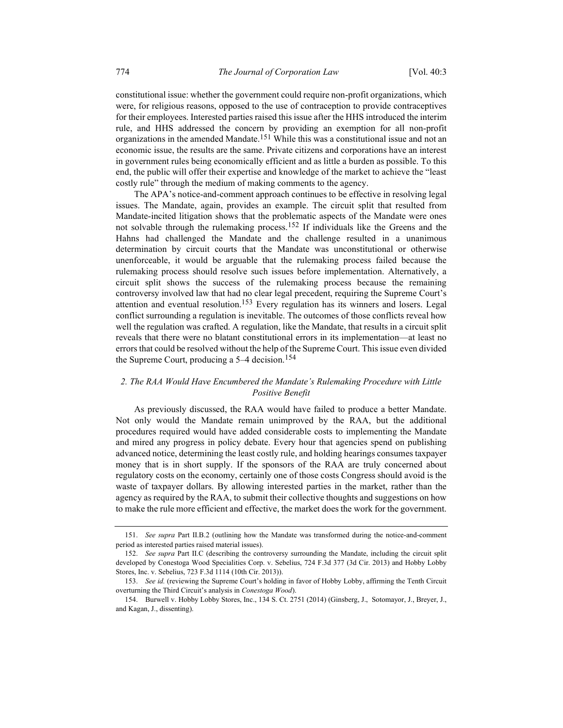constitutional issue: whether the government could require non-profit organizations, which were, for religious reasons, opposed to the use of contraception to provide contraceptives for their employees. Interested parties raised this issue after the HHS introduced the interim rule, and HHS addressed the concern by providing an exemption for all non-profit organizations in the amended Mandate.[151] While this was a constitutional issue and not an economic issue, the results are the same. Private citizens and corporations have an interest in government rules being economically efficient and as little a burden as possible. To this end, the public will offer their expertise and knowledge of the market to achieve the "least costly rule" through the medium of making comments to the agency.

The APA's notice-and-comment approach continues to be effective in resolving legal issues. The Mandate, again, provides an example. The circuit split that resulted from Mandate-incited litigation shows that the problematic aspects of the Mandate were ones not solvable through the rulemaking process.[152] If individuals like the Greens and the Hahns had challenged the Mandate and the challenge resulted in a unanimous determination by circuit courts that the Mandate was unconstitutional or otherwise unenforceable, it would be arguable that the rulemaking process failed because the rulemaking process should resolve such issues before implementation. Alternatively, a circuit split shows the success of the rulemaking process because the remaining controversy involved law that had no clear legal precedent, requiring the Supreme Court's attention and eventual resolution.[153] Every regulation has its winners and losers. Legal conflict surrounding a regulation is inevitable. The outcomes of those conflicts reveal how well the regulation was crafted. A regulation, like the Mandate, that results in a circuit split reveals that there were no blatant constitutional errors in its implementation—at least no errors that could be resolved without the help of the Supreme Court. This issue even divided the Supreme Court, producing a 5–4 decision.[154]

### *2. The RAA Would Have Encumbered the Mandate's Rulemaking Procedure with Little Positive Benefit*

As previously discussed, the RAA would have failed to produce a better Mandate. Not only would the Mandate remain unimproved by the RAA, but the additional procedures required would have added considerable costs to implementing the Mandate and mired any progress in policy debate. Every hour that agencies spend on publishing advanced notice, determining the least costly rule, and holding hearings consumes taxpayer money that is in short supply. If the sponsors of the RAA are truly concerned about regulatory costs on the economy, certainly one of those costs Congress should avoid is the waste of taxpayer dollars. By allowing interested parties in the market, rather than the agency as required by the RAA, to submit their collective thoughts and suggestions on how to make the rule more efficient and effective, the market does the work for the government.

---

151. *See supra* Part II.B.2 (outlining how the Mandate was transformed during the notice-and-comment period as interested parties raised material issues).

152. *See supra* Part II.C (describing the controversy surrounding the Mandate, including the circuit split developed by Conestoga Wood Specialities Corp. v. Sebelius, 724 F.3d 377 (3d Cir. 2013) and Hobby Lobby Stores, Inc. v. Sebelius, 723 F.3d 1114 (10th Cir. 2013)).

153. *See id.* (reviewing the Supreme Court's holding in favor of Hobby Lobby, affirming the Tenth Circuit overturning the Third Circuit's analysis in *Conestoga Wood*).

154. Burwell v. Hobby Lobby Stores, Inc., 134 S. Ct. 2751 (2014) (Ginsberg, J., Sotomayor, J., Breyer, J., and Kagan, J., dissenting).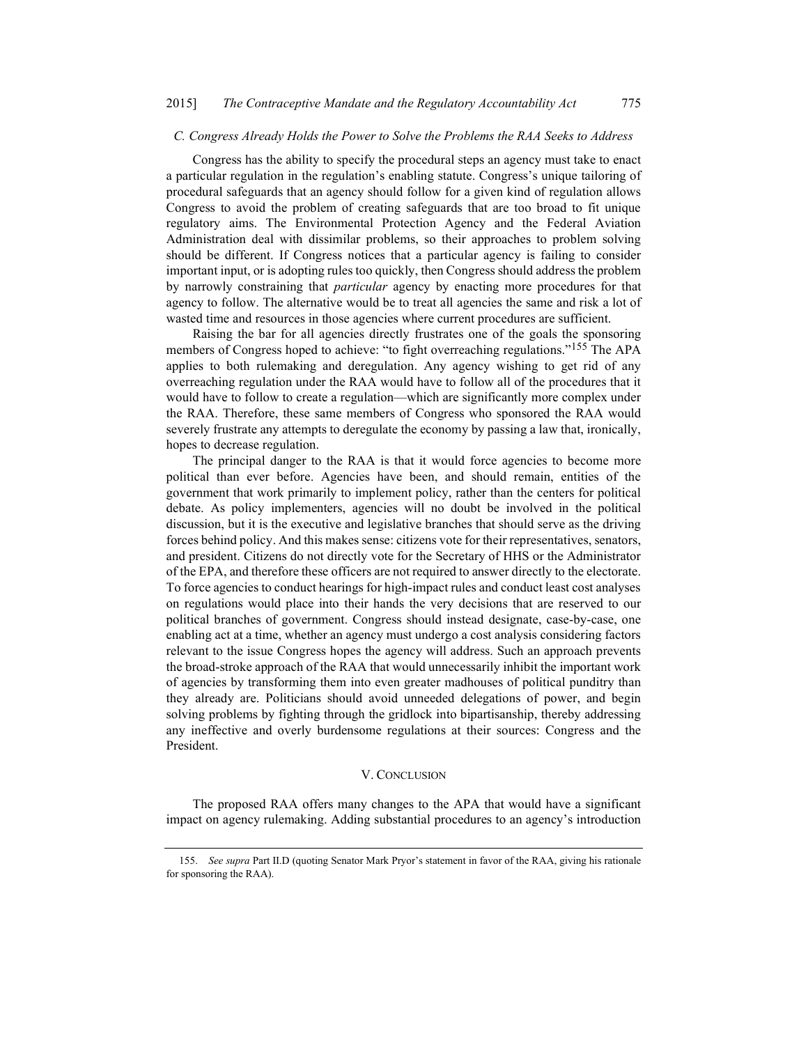### *C. Congress Already Holds the Power to Solve the Problems the RAA Seeks to Address*

Congress has the ability to specify the procedural steps an agency must take to enact a particular regulation in the regulation's enabling statute. Congress's unique tailoring of procedural safeguards that an agency should follow for a given kind of regulation allows Congress to avoid the problem of creating safeguards that are too broad to fit unique regulatory aims. The Environmental Protection Agency and the Federal Aviation Administration deal with dissimilar problems, so their approaches to problem solving should be different. If Congress notices that a particular agency is failing to consider important input, or is adopting rules too quickly, then Congress should address the problem by narrowly constraining that *particular* agency by enacting more procedures for that agency to follow. The alternative would be to treat all agencies the same and risk a lot of wasted time and resources in those agencies where current procedures are sufficient.

Raising the bar for all agencies directly frustrates one of the goals the sponsoring members of Congress hoped to achieve: "to fight overreaching regulations."[155] The APA applies to both rulemaking and deregulation. Any agency wishing to get rid of any overreaching regulation under the RAA would have to follow all of the procedures that it would have to follow to create a regulation—which are significantly more complex under the RAA. Therefore, these same members of Congress who sponsored the RAA would severely frustrate any attempts to deregulate the economy by passing a law that, ironically, hopes to decrease regulation.

The principal danger to the RAA is that it would force agencies to become more political than ever before. Agencies have been, and should remain, entities of the government that work primarily to implement policy, rather than the centers for political debate. As policy implementers, agencies will no doubt be involved in the political discussion, but it is the executive and legislative branches that should serve as the driving forces behind policy. And this makes sense: citizens vote for their representatives, senators, and president. Citizens do not directly vote for the Secretary of HHS or the Administrator of the EPA, and therefore these officers are not required to answer directly to the electorate. To force agencies to conduct hearings for high-impact rules and conduct least cost analyses on regulations would place into their hands the very decisions that are reserved to our political branches of government. Congress should instead designate, case-by-case, one enabling act at a time, whether an agency must undergo a cost analysis considering factors relevant to the issue Congress hopes the agency will address. Such an approach prevents the broad-stroke approach of the RAA that would unnecessarily inhibit the important work of agencies by transforming them into even greater madhouses of political punditry than they already are. Politicians should avoid unneeded delegations of power, and begin solving problems by fighting through the gridlock into bipartisanship, thereby addressing any ineffective and overly burdensome regulations at their sources: Congress and the President.

## V. CONCLUSION

The proposed RAA offers many changes to the APA that would have a significant impact on agency rulemaking. Adding substantial procedures to an agency's introduction

---

155. *See supra* Part II.D (quoting Senator Mark Pryor's statement in favor of the RAA, giving his rationale for sponsoring the RAA).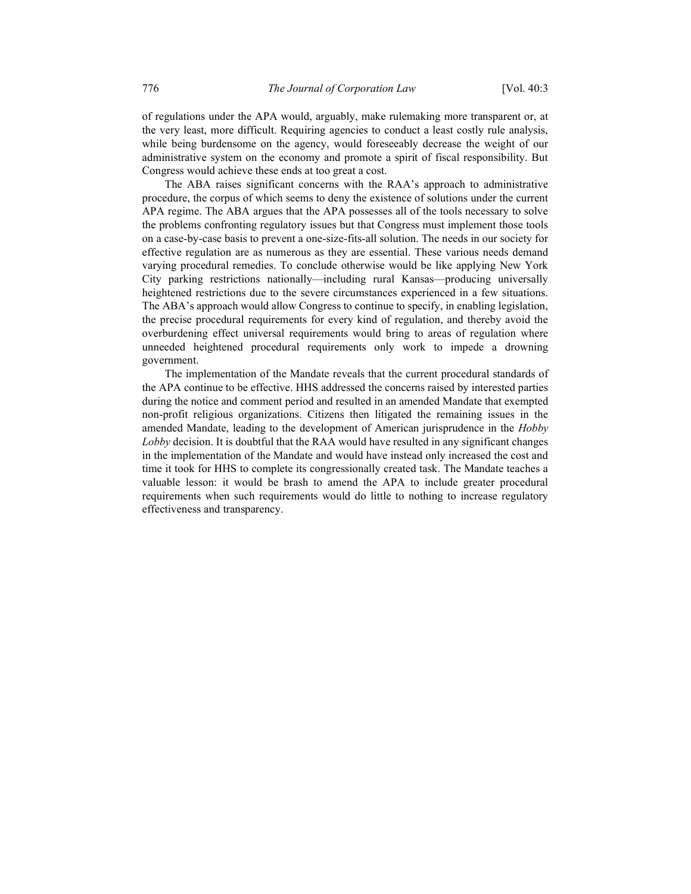of regulations under the APA would, arguably, make rulemaking more transparent or, at the very least, more difficult. Requiring agencies to conduct a least costly rule analysis, while being burdensome on the agency, would foreseeably decrease the weight of our administrative system on the economy and promote a spirit of fiscal responsibility. But Congress would achieve these ends at too great a cost.

The ABA raises significant concerns with the RAA's approach to administrative procedure, the corpus of which seems to deny the existence of solutions under the current APA regime. The ABA argues that the APA possesses all of the tools necessary to solve the problems confronting regulatory issues but that Congress must implement those tools on a case-by-case basis to prevent a one-size-fits-all solution. The needs in our society for effective regulation are as numerous as they are essential. These various needs demand varying procedural remedies. To conclude otherwise would be like applying New York City parking restrictions nationally—including rural Kansas—producing universally heightened restrictions due to the severe circumstances experienced in a few situations. The ABA's approach would allow Congress to continue to specify, in enabling legislation, the precise procedural requirements for every kind of regulation, and thereby avoid the overburdening effect universal requirements would bring to areas of regulation where unneeded heightened procedural requirements only work to impede a drowning government.

The implementation of the Mandate reveals that the current procedural standards of the APA continue to be effective. HHS addressed the concerns raised by interested parties during the notice and comment period and resulted in an amended Mandate that exempted non-profit religious organizations. Citizens then litigated the remaining issues in the amended Mandate, leading to the development of American jurisprudence in the *Hobby Lobby* decision. It is doubtful that the RAA would have resulted in any significant changes in the implementation of the Mandate and would have instead only increased the cost and time it took for HHS to complete its congressionally created task. The Mandate teaches a valuable lesson: it would be brash to amend the APA to include greater procedural requirements when such requirements would do little to nothing to increase regulatory effectiveness and transparency.